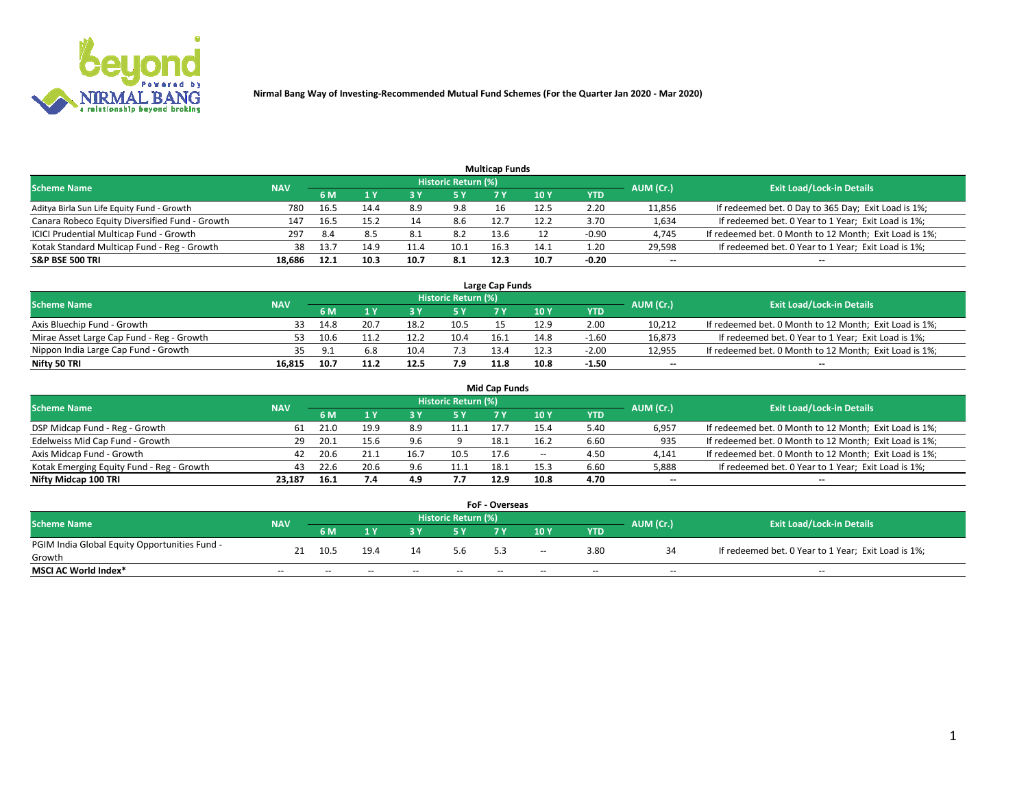# Nirmal Bang Way of Investing-Recommended Mutual Fund Schemes (For the Quarter Jan 2020 - Mar 2020)

## Multicap Funds

| Scheme Name | NAV | Historic Return (%) | | | | | | | AUM (Cr.) | Exit Load/Lock-in Details |
|---|---|---|---|---|---|---|---|---|---|---|
| | | 6 M | 1 Y | 3 Y | 5 Y | 7 Y | 10 Y | YTD | | |
| Aditya Birla Sun Life Equity Fund - Growth | 780 | 16.5 | 14.4 | 8.9 | 9.8 | 16 | 12.5 | 2.20 | 11,856 | If redeemed bet. 0 Day to 365 Day; Exit Load is 1%; |
| Canara Robeco Equity Diversified Fund - Growth | 147 | 16.5 | 15.2 | 14 | 8.6 | 12.7 | 12.2 | 3.70 | 1,634 | If redeemed bet. 0 Year to 1 Year; Exit Load is 1%; |
| ICICI Prudential Multicap Fund - Growth | 297 | 8.4 | 8.5 | 8.1 | 8.2 | 13.6 | 12 | -0.90 | 4,745 | If redeemed bet. 0 Month to 12 Month; Exit Load is 1%; |
| Kotak Standard Multicap Fund - Reg - Growth | 38 | 13.7 | 14.9 | 11.4 | 10.1 | 16.3 | 14.1 | 1.20 | 29,598 | If redeemed bet. 0 Year to 1 Year; Exit Load is 1%; |
| **S&P BSE 500 TRI** | **18,686** | **12.1** | **10.3** | **10.7** | **8.1** | **12.3** | **10.7** | **-0.20** | **--** | **--** |

## Large Cap Funds

| Scheme Name | NAV | Historic Return (%) | | | | | | | AUM (Cr.) | Exit Load/Lock-in Details |
|---|---|---|---|---|---|---|---|---|---|---|
| | | 6 M | 1 Y | 3 Y | 5 Y | 7 Y | 10 Y | YTD | | |
| Axis Bluechip Fund - Growth | 33 | 14.8 | 20.7 | 18.2 | 10.5 | 15 | 12.9 | 2.00 | 10,212 | If redeemed bet. 0 Month to 12 Month; Exit Load is 1%; |
| Mirae Asset Large Cap Fund - Reg - Growth | 53 | 10.6 | 11.2 | 12.2 | 10.4 | 16.1 | 14.8 | -1.60 | 16,873 | If redeemed bet. 0 Year to 1 Year; Exit Load is 1%; |
| Nippon India Large Cap Fund - Growth | 35 | 9.1 | 6.8 | 10.4 | 7.3 | 13.4 | 12.3 | -2.00 | 12,955 | If redeemed bet. 0 Month to 12 Month; Exit Load is 1%; |
| **Nifty 50 TRI** | **16,815** | **10.7** | **11.2** | **12.5** | **7.9** | **11.8** | **10.8** | **-1.50** | **--** | **--** |

## Mid Cap Funds

| Scheme Name | NAV | Historic Return (%) | | | | | | | AUM (Cr.) | Exit Load/Lock-in Details |
|---|---|---|---|---|---|---|---|---|---|---|
| | | 6 M | 1 Y | 3 Y | 5 Y | 7 Y | 10 Y | YTD | | |
| DSP Midcap Fund - Reg - Growth | 61 | 21.0 | 19.9 | 8.9 | 11.1 | 17.7 | 15.4 | 5.40 | 6,957 | If redeemed bet. 0 Month to 12 Month; Exit Load is 1%; |
| Edelweiss Mid Cap Fund - Growth | 29 | 20.1 | 15.6 | 9.6 | 9 | 18.1 | 16.2 | 6.60 | 935 | If redeemed bet. 0 Month to 12 Month; Exit Load is 1%; |
| Axis Midcap Fund - Growth | 42 | 20.6 | 21.1 | 16.7 | 10.5 | 17.6 | -- | 4.50 | 4,141 | If redeemed bet. 0 Month to 12 Month; Exit Load is 1%; |
| Kotak Emerging Equity Fund - Reg - Growth | 43 | 22.6 | 20.6 | 9.6 | 11.1 | 18.1 | 15.3 | 6.60 | 5,888 | If redeemed bet. 0 Year to 1 Year; Exit Load is 1%; |
| **Nifty Midcap 100 TRI** | **23,187** | **16.1** | **7.4** | **4.9** | **7.7** | **12.9** | **10.8** | **4.70** | **--** | **--** |

## FoF - Overseas

| Scheme Name | NAV | Historic Return (%) | | | | | | | AUM (Cr.) | Exit Load/Lock-in Details |
|---|---|---|---|---|---|---|---|---|---|---|
| | | 6 M | 1 Y | 3 Y | 5 Y | 7 Y | 10 Y | YTD | | |
| PGIM India Global Equity Opportunities Fund - Growth | 21 | 10.5 | 19.4 | 14 | 5.6 | 5.3 | -- | 3.80 | 34 | If redeemed bet. 0 Year to 1 Year; Exit Load is 1%; |
| **MSCI AC World Index*** | -- | -- | -- | -- | -- | -- | -- | -- | -- | -- |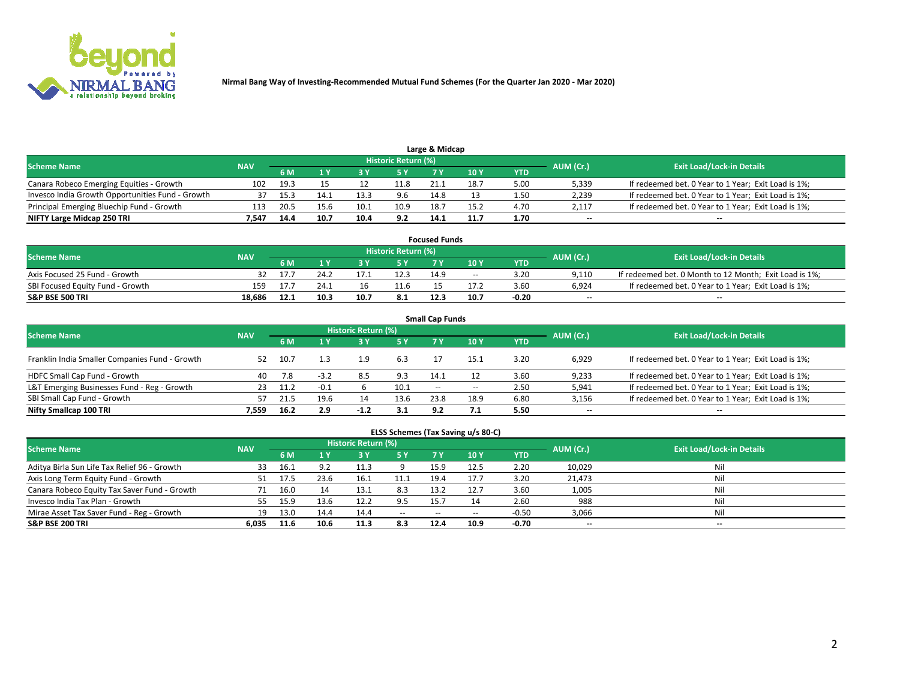Nirmal Bang Way of Investing-Recommended Mutual Fund Schemes (For the Quarter Jan 2020 - Mar 2020)

## Large & Midcap

| Scheme Name | NAV | Historic Return (%) | | | | | | | AUM (Cr.) | Exit Load/Lock-in Details |
|---|---|---|---|---|---|---|---|---|---|---|
| | | 6 M | 1 Y | 3 Y | 5 Y | 7 Y | 10 Y | YTD | | |
| Canara Robeco Emerging Equities - Growth | 102 | 19.3 | 15 | 12 | 11.8 | 21.1 | 18.7 | 5.00 | 5,339 | If redeemed bet. 0 Year to 1 Year; Exit Load is 1%; |
| Invesco India Growth Opportunities Fund - Growth | 37 | 15.3 | 14.1 | 13.3 | 9.6 | 14.8 | 13 | 1.50 | 2,239 | If redeemed bet. 0 Year to 1 Year; Exit Load is 1%; |
| Principal Emerging Bluechip Fund - Growth | 113 | 20.5 | 15.6 | 10.1 | 10.9 | 18.7 | 15.2 | 4.70 | 2,117 | If redeemed bet. 0 Year to 1 Year; Exit Load is 1%; |
| **NIFTY Large Midcap 250 TRI** | **7,547** | **14.4** | **10.7** | **10.4** | **9.2** | **14.1** | **11.7** | **1.70** | **--** | **--** |

## Focused Funds

| Scheme Name | NAV | Historic Return (%) | | | | | | | AUM (Cr.) | Exit Load/Lock-in Details |
|---|---|---|---|---|---|---|---|---|---|---|
| | | 6 M | 1 Y | 3 Y | 5 Y | 7 Y | 10 Y | YTD | | |
| Axis Focused 25 Fund - Growth | 32 | 17.7 | 24.2 | 17.1 | 12.3 | 14.9 | -- | 3.20 | 9,110 | If redeemed bet. 0 Month to 12 Month; Exit Load is 1%; |
| SBI Focused Equity Fund - Growth | 159 | 17.7 | 24.1 | 16 | 11.6 | 15 | 17.2 | 3.60 | 6,924 | If redeemed bet. 0 Year to 1 Year; Exit Load is 1%; |
| **S&P BSE 500 TRI** | **18,686** | **12.1** | **10.3** | **10.7** | **8.1** | **12.3** | **10.7** | **-0.20** | **--** | **--** |

## Small Cap Funds

| Scheme Name | NAV | Historic Return (%) | | | | | | | AUM (Cr.) | Exit Load/Lock-in Details |
|---|---|---|---|---|---|---|---|---|---|---|
| | | 6 M | 1 Y | 3 Y | 5 Y | 7 Y | 10 Y | YTD | | |
| Franklin India Smaller Companies Fund - Growth | 52 | 10.7 | 1.3 | 1.9 | 6.3 | 17 | 15.1 | 3.20 | 6,929 | If redeemed bet. 0 Year to 1 Year; Exit Load is 1%; |
| HDFC Small Cap Fund - Growth | 40 | 7.8 | -3.2 | 8.5 | 9.3 | 14.1 | 12 | 3.60 | 9,233 | If redeemed bet. 0 Year to 1 Year; Exit Load is 1%; |
| L&T Emerging Businesses Fund - Reg - Growth | 23 | 11.2 | -0.1 | 6 | 10.1 | -- | -- | 2.50 | 5,941 | If redeemed bet. 0 Year to 1 Year; Exit Load is 1%; |
| SBI Small Cap Fund - Growth | 57 | 21.5 | 19.6 | 14 | 13.6 | 23.8 | 18.9 | 6.80 | 3,156 | If redeemed bet. 0 Year to 1 Year; Exit Load is 1%; |
| **Nifty Smallcap 100 TRI** | **7,559** | **16.2** | **2.9** | **-1.2** | **3.1** | **9.2** | **7.1** | **5.50** | **--** | **--** |

## ELSS Schemes (Tax Saving u/s 80-C)

| Scheme Name | NAV | Historic Return (%) | | | | | | | AUM (Cr.) | Exit Load/Lock-in Details |
|---|---|---|---|---|---|---|---|---|---|---|
| | | 6 M | 1 Y | 3 Y | 5 Y | 7 Y | 10 Y | YTD | | |
| Aditya Birla Sun Life Tax Relief 96 - Growth | 33 | 16.1 | 9.2 | 11.3 | 9 | 15.9 | 12.5 | 2.20 | 10,029 | Nil |
| Axis Long Term Equity Fund - Growth | 51 | 17.5 | 23.6 | 16.1 | 11.1 | 19.4 | 17.7 | 3.20 | 21,473 | Nil |
| Canara Robeco Equity Tax Saver Fund - Growth | 71 | 16.0 | 14 | 13.1 | 8.3 | 13.2 | 12.7 | 3.60 | 1,005 | Nil |
| Invesco India Tax Plan - Growth | 55 | 15.9 | 13.6 | 12.2 | 9.5 | 15.7 | 14 | 2.60 | 988 | Nil |
| Mirae Asset Tax Saver Fund - Reg - Growth | 19 | 13.0 | 14.4 | 14.4 | -- | -- | -- | -0.50 | 3,066 | Nil |
| **S&P BSE 200 TRI** | **6,035** | **11.6** | **10.6** | **11.3** | **8.3** | **12.4** | **10.9** | **-0.70** | **--** | **--** |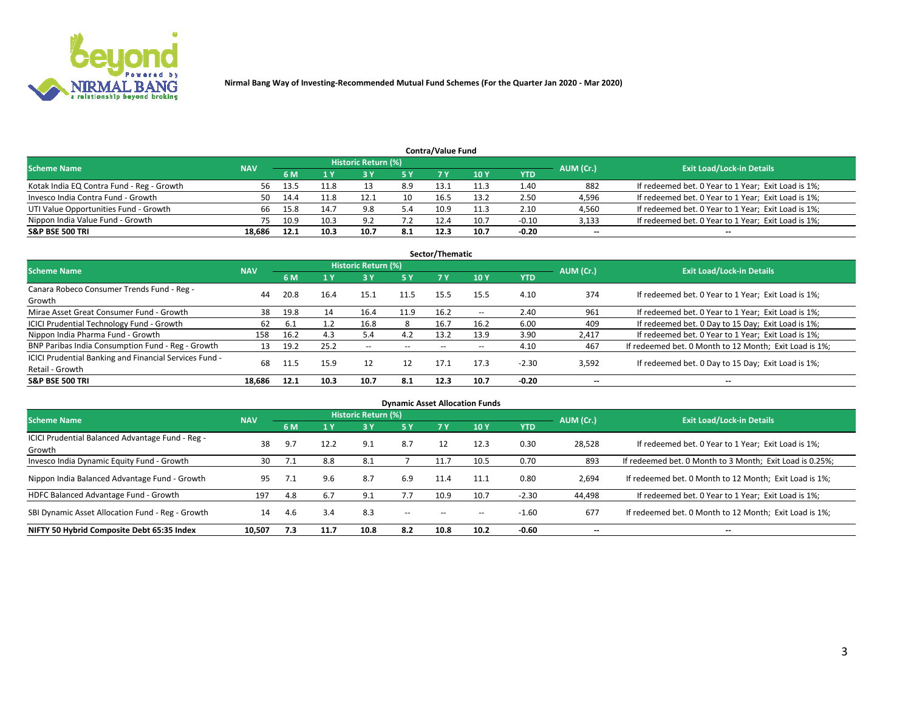Nirmal Bang Way of Investing-Recommended Mutual Fund Schemes (For the Quarter Jan 2020 - Mar 2020)

## Contra/Value Fund

| Scheme Name | NAV | Historic Return (%) | | | | | | | AUM (Cr.) | Exit Load/Lock-in Details |
|---|---|---|---|---|---|---|---|---|---|---|
| | | 6 M | 1 Y | 3 Y | 5 Y | 7 Y | 10 Y | YTD | | |
| Kotak India EQ Contra Fund - Reg - Growth | 56 | 13.5 | 11.8 | 13 | 8.9 | 13.1 | 11.3 | 1.40 | 882 | If redeemed bet. 0 Year to 1 Year; Exit Load is 1%; |
| Invesco India Contra Fund - Growth | 50 | 14.4 | 11.8 | 12.1 | 10 | 16.5 | 13.2 | 2.50 | 4,596 | If redeemed bet. 0 Year to 1 Year; Exit Load is 1%; |
| UTI Value Opportunities Fund - Growth | 66 | 15.8 | 14.7 | 9.8 | 5.4 | 10.9 | 11.3 | 2.10 | 4,560 | If redeemed bet. 0 Year to 1 Year; Exit Load is 1%; |
| Nippon India Value Fund - Growth | 75 | 10.9 | 10.3 | 9.2 | 7.2 | 12.4 | 10.7 | -0.10 | 3,133 | If redeemed bet. 0 Year to 1 Year; Exit Load is 1%; |
| **S&P BSE 500 TRI** | **18,686** | **12.1** | **10.3** | **10.7** | **8.1** | **12.3** | **10.7** | **-0.20** | **--** | **--** |

## Sector/Thematic

| Scheme Name | NAV | Historic Return (%) | | | | | | | AUM (Cr.) | Exit Load/Lock-in Details |
|---|---|---|---|---|---|---|---|---|---|---|
| | | 6 M | 1 Y | 3 Y | 5 Y | 7 Y | 10 Y | YTD | | |
| Canara Robeco Consumer Trends Fund - Reg - Growth | 44 | 20.8 | 16.4 | 15.1 | 11.5 | 15.5 | 15.5 | 4.10 | 374 | If redeemed bet. 0 Year to 1 Year; Exit Load is 1%; |
| Mirae Asset Great Consumer Fund - Growth | 38 | 19.8 | 14 | 16.4 | 11.9 | 16.2 | -- | 2.40 | 961 | If redeemed bet. 0 Year to 1 Year; Exit Load is 1%; |
| ICICI Prudential Technology Fund - Growth | 62 | 6.1 | 1.2 | 16.8 | 8 | 16.7 | 16.2 | 6.00 | 409 | If redeemed bet. 0 Day to 15 Day; Exit Load is 1%; |
| Nippon India Pharma Fund - Growth | 158 | 16.2 | 4.3 | 5.4 | 4.2 | 13.2 | 13.9 | 3.90 | 2,417 | If redeemed bet. 0 Year to 1 Year; Exit Load is 1%; |
| BNP Paribas India Consumption Fund - Reg - Growth | 13 | 19.2 | 25.2 | -- | -- | -- | -- | 4.10 | 467 | If redeemed bet. 0 Month to 12 Month; Exit Load is 1%; |
| ICICI Prudential Banking and Financial Services Fund - Retail - Growth | 68 | 11.5 | 15.9 | 12 | 12 | 17.1 | 17.3 | -2.30 | 3,592 | If redeemed bet. 0 Day to 15 Day; Exit Load is 1%; |
| **S&P BSE 500 TRI** | **18,686** | **12.1** | **10.3** | **10.7** | **8.1** | **12.3** | **10.7** | **-0.20** | **--** | **--** |

## Dynamic Asset Allocation Funds

| Scheme Name | NAV | Historic Return (%) | | | | | | | AUM (Cr.) | Exit Load/Lock-in Details |
|---|---|---|---|---|---|---|---|---|---|---|
| | | 6 M | 1 Y | 3 Y | 5 Y | 7 Y | 10 Y | YTD | | |
| ICICI Prudential Balanced Advantage Fund - Reg - Growth | 38 | 9.7 | 12.2 | 9.1 | 8.7 | 12 | 12.3 | 0.30 | 28,528 | If redeemed bet. 0 Year to 1 Year; Exit Load is 1%; |
| Invesco India Dynamic Equity Fund - Growth | 30 | 7.1 | 8.8 | 8.1 | 7 | 11.7 | 10.5 | 0.70 | 893 | If redeemed bet. 0 Month to 3 Month; Exit Load is 0.25%; |
| Nippon India Balanced Advantage Fund - Growth | 95 | 7.1 | 9.6 | 8.7 | 6.9 | 11.4 | 11.1 | 0.80 | 2,694 | If redeemed bet. 0 Month to 12 Month; Exit Load is 1%; |
| HDFC Balanced Advantage Fund - Growth | 197 | 4.8 | 6.7 | 9.1 | 7.7 | 10.9 | 10.7 | -2.30 | 44,498 | If redeemed bet. 0 Year to 1 Year; Exit Load is 1%; |
| SBI Dynamic Asset Allocation Fund - Reg - Growth | 14 | 4.6 | 3.4 | 8.3 | -- | -- | -- | -1.60 | 677 | If redeemed bet. 0 Month to 12 Month; Exit Load is 1%; |
| **NIFTY 50 Hybrid Composite Debt 65:35 Index** | **10,507** | **7.3** | **11.7** | **10.8** | **8.2** | **10.8** | **10.2** | **-0.60** | **--** | **--** |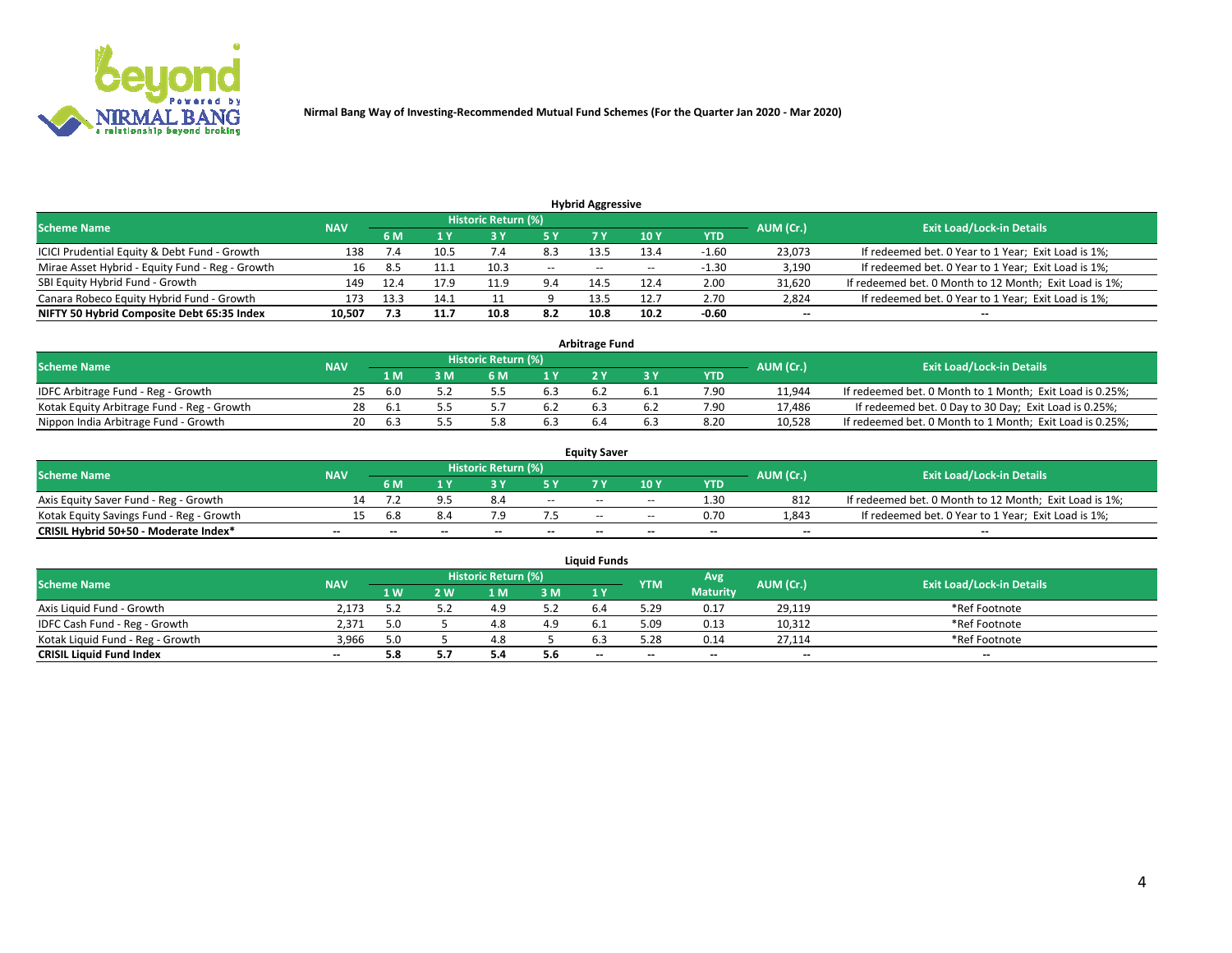Nirmal Bang Way of Investing-Recommended Mutual Fund Schemes (For the Quarter Jan 2020 - Mar 2020)

## Hybrid Aggressive

| Scheme Name | NAV | Historic Return (%) | | | | | | | AUM (Cr.) | Exit Load/Lock-in Details |
|---|---|---|---|---|---|---|---|---|---|---|
| | | 6 M | 1 Y | 3 Y | 5 Y | 7 Y | 10 Y | YTD | | |
| ICICI Prudential Equity & Debt Fund - Growth | 138 | 7.4 | 10.5 | 7.4 | 8.3 | 13.5 | 13.4 | -1.60 | 23,073 | If redeemed bet. 0 Year to 1 Year; Exit Load is 1%; |
| Mirae Asset Hybrid - Equity Fund - Reg - Growth | 16 | 8.5 | 11.1 | 10.3 | -- | -- | -- | -1.30 | 3,190 | If redeemed bet. 0 Year to 1 Year; Exit Load is 1%; |
| SBI Equity Hybrid Fund - Growth | 149 | 12.4 | 17.9 | 11.9 | 9.4 | 14.5 | 12.4 | 2.00 | 31,620 | If redeemed bet. 0 Month to 12 Month; Exit Load is 1%; |
| Canara Robeco Equity Hybrid Fund - Growth | 173 | 13.3 | 14.1 | 11 | 9 | 13.5 | 12.7 | 2.70 | 2,824 | If redeemed bet. 0 Year to 1 Year; Exit Load is 1%; |
| **NIFTY 50 Hybrid Composite Debt 65:35 Index** | **10,507** | **7.3** | **11.7** | **10.8** | **8.2** | **10.8** | **10.2** | **-0.60** | **--** | **--** |

## Arbitrage Fund

| Scheme Name | NAV | Historic Return (%) | | | | | | | AUM (Cr.) | Exit Load/Lock-in Details |
|---|---|---|---|---|---|---|---|---|---|---|
| | | 1 M | 3 M | 6 M | 1 Y | 2 Y | 3 Y | YTD | | |
| IDFC Arbitrage Fund - Reg - Growth | 25 | 6.0 | 5.2 | 5.5 | 6.3 | 6.2 | 6.1 | 7.90 | 11,944 | If redeemed bet. 0 Month to 1 Month; Exit Load is 0.25%; |
| Kotak Equity Arbitrage Fund - Reg - Growth | 28 | 6.1 | 5.5 | 5.7 | 6.2 | 6.3 | 6.2 | 7.90 | 17,486 | If redeemed bet. 0 Day to 30 Day; Exit Load is 0.25%; |
| Nippon India Arbitrage Fund - Growth | 20 | 6.3 | 5.5 | 5.8 | 6.3 | 6.4 | 6.3 | 8.20 | 10,528 | If redeemed bet. 0 Month to 1 Month; Exit Load is 0.25%; |

## Equity Saver

| Scheme Name | NAV | Historic Return (%) | | | | | | | AUM (Cr.) | Exit Load/Lock-in Details |
|---|---|---|---|---|---|---|---|---|---|---|
| | | 6 M | 1 Y | 3 Y | 5 Y | 7 Y | 10 Y | YTD | | |
| Axis Equity Saver Fund - Reg - Growth | 14 | 7.2 | 9.5 | 8.4 | -- | -- | -- | 1.30 | 812 | If redeemed bet. 0 Month to 12 Month; Exit Load is 1%; |
| Kotak Equity Savings Fund - Reg - Growth | 15 | 6.8 | 8.4 | 7.9 | 7.5 | -- | -- | 0.70 | 1,843 | If redeemed bet. 0 Year to 1 Year; Exit Load is 1%; |
| **CRISIL Hybrid 50+50 - Moderate Index*** | **--** | **--** | **--** | **--** | **--** | **--** | **--** | **--** | **--** | **--** |

## Liquid Funds

| Scheme Name | NAV | Historic Return (%) | | | | | YTM | Avg Maturity | AUM (Cr.) | Exit Load/Lock-in Details |
|---|---|---|---|---|---|---|---|---|---|---|
| | | 1 W | 2 W | 1 M | 3 M | 1 Y | | | | |
| Axis Liquid Fund - Growth | 2,173 | 5.2 | 5.2 | 4.9 | 5.2 | 6.4 | 5.29 | 0.17 | 29,119 | *Ref Footnote |
| IDFC Cash Fund - Reg - Growth | 2,371 | 5.0 | 5 | 4.8 | 4.9 | 6.1 | 5.09 | 0.13 | 10,312 | *Ref Footnote |
| Kotak Liquid Fund - Reg - Growth | 3,966 | 5.0 | 5 | 4.8 | 5 | 6.3 | 5.28 | 0.14 | 27,114 | *Ref Footnote |
| **CRISIL Liquid Fund Index** | **--** | **5.8** | **5.7** | **5.4** | **5.6** | **--** | **--** | **--** | **--** | **--** |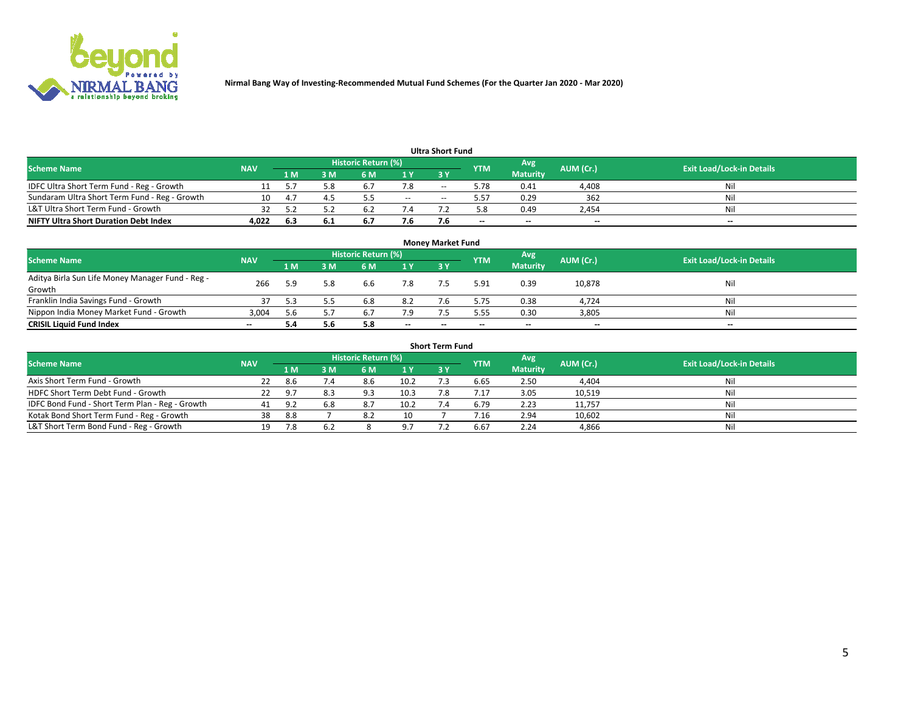Nirmal Bang Way of Investing-Recommended Mutual Fund Schemes (For the Quarter Jan 2020 - Mar 2020)

### Ultra Short Fund

| Scheme Name | NAV | Historic Return (%) | | | | | YTM | Avg Maturity | AUM (Cr.) | Exit Load/Lock-in Details |
|---|---|---|---|---|---|---|---|---|---|---|
| | | 1 M | 3 M | 6 M | 1 Y | 3 Y | | | | |
| IDFC Ultra Short Term Fund - Reg - Growth | 11 | 5.7 | 5.8 | 6.7 | 7.8 | -- | 5.78 | 0.41 | 4,408 | Nil |
| Sundaram Ultra Short Term Fund - Reg - Growth | 10 | 4.7 | 4.5 | 5.5 | -- | -- | 5.57 | 0.29 | 362 | Nil |
| L&T Ultra Short Term Fund - Growth | 32 | 5.2 | 5.2 | 6.2 | 7.4 | 7.2 | 5.8 | 0.49 | 2,454 | Nil |
| **NIFTY Ultra Short Duration Debt Index** | **4,022** | **6.3** | **6.1** | **6.7** | **7.6** | **7.6** | -- | -- | -- | -- |

### Money Market Fund

| Scheme Name | NAV | Historic Return (%) | | | | | YTM | Avg Maturity | AUM (Cr.) | Exit Load/Lock-in Details |
|---|---|---|---|---|---|---|---|---|---|---|
| | | 1 M | 3 M | 6 M | 1 Y | 3 Y | | | | |
| Aditya Birla Sun Life Money Manager Fund - Reg - Growth | 266 | 5.9 | 5.8 | 6.6 | 7.8 | 7.5 | 5.91 | 0.39 | 10,878 | Nil |
| Franklin India Savings Fund - Growth | 37 | 5.3 | 5.5 | 6.8 | 8.2 | 7.6 | 5.75 | 0.38 | 4,724 | Nil |
| Nippon India Money Market Fund - Growth | 3,004 | 5.6 | 5.7 | 6.7 | 7.9 | 7.5 | 5.55 | 0.30 | 3,805 | Nil |
| **CRISIL Liquid Fund Index** | -- | **5.4** | **5.6** | **5.8** | -- | -- | -- | -- | -- | -- |

### Short Term Fund

| Scheme Name | NAV | Historic Return (%) | | | | | YTM | Avg Maturity | AUM (Cr.) | Exit Load/Lock-in Details |
|---|---|---|---|---|---|---|---|---|---|---|
| | | 1 M | 3 M | 6 M | 1 Y | 3 Y | | | | |
| Axis Short Term Fund - Growth | 22 | 8.6 | 7.4 | 8.6 | 10.2 | 7.3 | 6.65 | 2.50 | 4,404 | Nil |
| HDFC Short Term Debt Fund - Growth | 22 | 9.7 | 8.3 | 9.3 | 10.3 | 7.8 | 7.17 | 3.05 | 10,519 | Nil |
| IDFC Bond Fund - Short Term Plan - Reg - Growth | 41 | 9.2 | 6.8 | 8.7 | 10.2 | 7.4 | 6.79 | 2.23 | 11,757 | Nil |
| Kotak Bond Short Term Fund - Reg - Growth | 38 | 8.8 | 7 | 8.2 | 10 | 7 | 7.16 | 2.94 | 10,602 | Nil |
| L&T Short Term Bond Fund - Reg - Growth | 19 | 7.8 | 6.2 | 8 | 9.7 | 7.2 | 6.67 | 2.24 | 4,866 | Nil |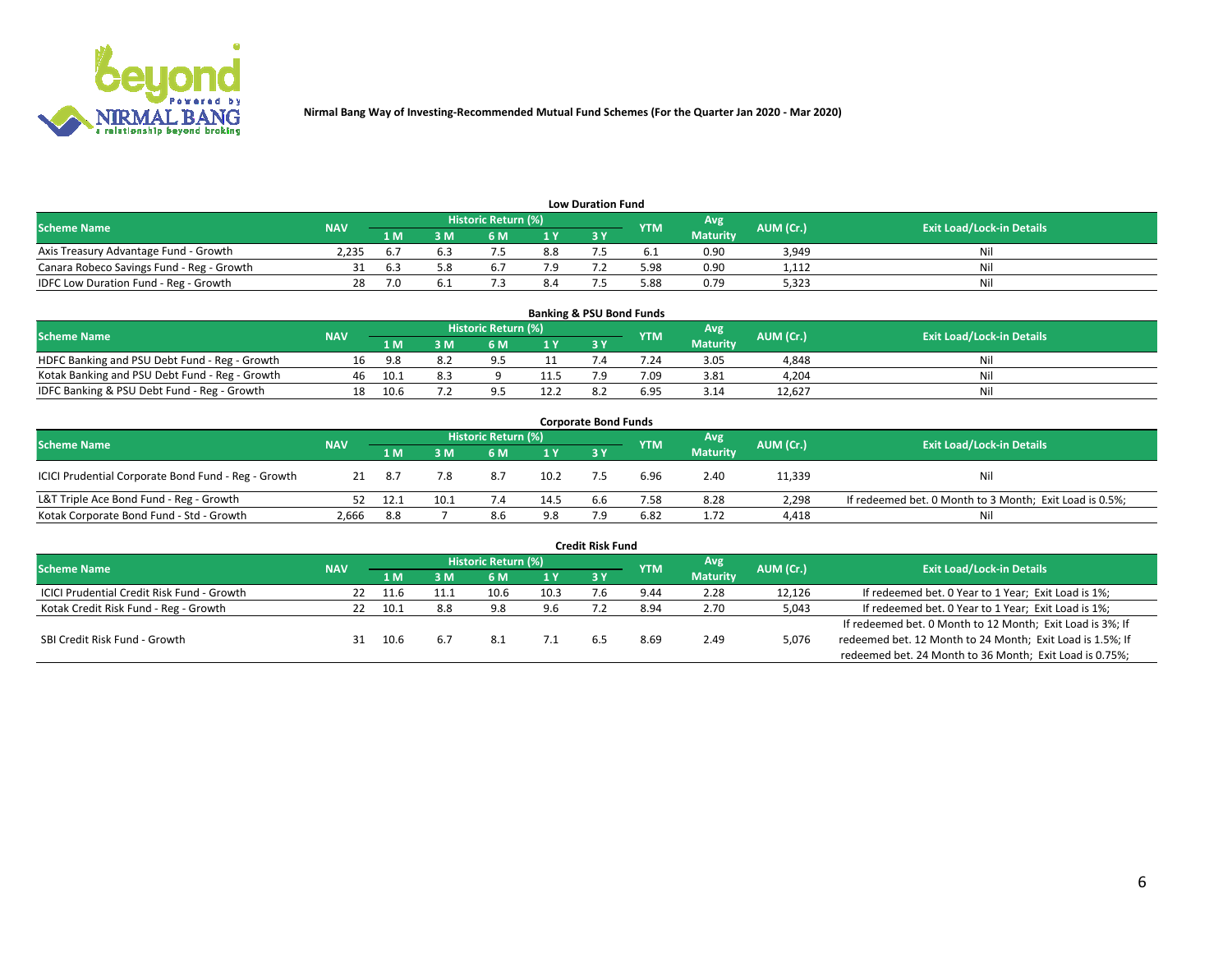Nirmal Bang Way of Investing-Recommended Mutual Fund Schemes (For the Quarter Jan 2020 - Mar 2020)

## Low Duration Fund

| Scheme Name | NAV | Historic Return (%) | | | | | YTM | Avg Maturity | AUM (Cr.) | Exit Load/Lock-in Details |
|---|---|---|---|---|---|---|---|---|---|---|
| | | 1 M | 3 M | 6 M | 1 Y | 3 Y | | | | |
| Axis Treasury Advantage Fund - Growth | 2,235 | 6.7 | 6.3 | 7.5 | 8.8 | 7.5 | 6.1 | 0.90 | 3,949 | Nil |
| Canara Robeco Savings Fund - Reg - Growth | 31 | 6.3 | 5.8 | 6.7 | 7.9 | 7.2 | 5.98 | 0.90 | 1,112 | Nil |
| IDFC Low Duration Fund - Reg - Growth | 28 | 7.0 | 6.1 | 7.3 | 8.4 | 7.5 | 5.88 | 0.79 | 5,323 | Nil |

## Banking & PSU Bond Funds

| Scheme Name | NAV | Historic Return (%) | | | | | YTM | Avg Maturity | AUM (Cr.) | Exit Load/Lock-in Details |
|---|---|---|---|---|---|---|---|---|---|---|
| | | 1 M | 3 M | 6 M | 1 Y | 3 Y | | | | |
| HDFC Banking and PSU Debt Fund - Reg - Growth | 16 | 9.8 | 8.2 | 9.5 | 11 | 7.4 | 7.24 | 3.05 | 4,848 | Nil |
| Kotak Banking and PSU Debt Fund - Reg - Growth | 46 | 10.1 | 8.3 | 9 | 11.5 | 7.9 | 7.09 | 3.81 | 4,204 | Nil |
| IDFC Banking & PSU Debt Fund - Reg - Growth | 18 | 10.6 | 7.2 | 9.5 | 12.2 | 8.2 | 6.95 | 3.14 | 12,627 | Nil |

## Corporate Bond Funds

| Scheme Name | NAV | Historic Return (%) | | | | | YTM | Avg Maturity | AUM (Cr.) | Exit Load/Lock-in Details |
|---|---|---|---|---|---|---|---|---|---|---|
| | | 1 M | 3 M | 6 M | 1 Y | 3 Y | | | | |
| ICICI Prudential Corporate Bond Fund - Reg - Growth | 21 | 8.7 | 7.8 | 8.7 | 10.2 | 7.5 | 6.96 | 2.40 | 11,339 | Nil |
| L&T Triple Ace Bond Fund - Reg - Growth | 52 | 12.1 | 10.1 | 7.4 | 14.5 | 6.6 | 7.58 | 8.28 | 2,298 | If redeemed bet. 0 Month to 3 Month; Exit Load is 0.5%; |
| Kotak Corporate Bond Fund - Std - Growth | 2,666 | 8.8 | 7 | 8.6 | 9.8 | 7.9 | 6.82 | 1.72 | 4,418 | Nil |

## Credit Risk Fund

| Scheme Name | NAV | Historic Return (%) | | | | | YTM | Avg Maturity | AUM (Cr.) | Exit Load/Lock-in Details |
|---|---|---|---|---|---|---|---|---|---|---|
| | | 1 M | 3 M | 6 M | 1 Y | 3 Y | | | | |
| ICICI Prudential Credit Risk Fund - Growth | 22 | 11.6 | 11.1 | 10.6 | 10.3 | 7.6 | 9.44 | 2.28 | 12,126 | If redeemed bet. 0 Year to 1 Year; Exit Load is 1%; |
| Kotak Credit Risk Fund - Reg - Growth | 22 | 10.1 | 8.8 | 9.8 | 9.6 | 7.2 | 8.94 | 2.70 | 5,043 | If redeemed bet. 0 Year to 1 Year; Exit Load is 1%; |
| SBI Credit Risk Fund - Growth | 31 | 10.6 | 6.7 | 8.1 | 7.1 | 6.5 | 8.69 | 2.49 | 5,076 | If redeemed bet. 0 Month to 12 Month; Exit Load is 3%; If redeemed bet. 12 Month to 24 Month; Exit Load is 1.5%; If redeemed bet. 24 Month to 36 Month; Exit Load is 0.75%; |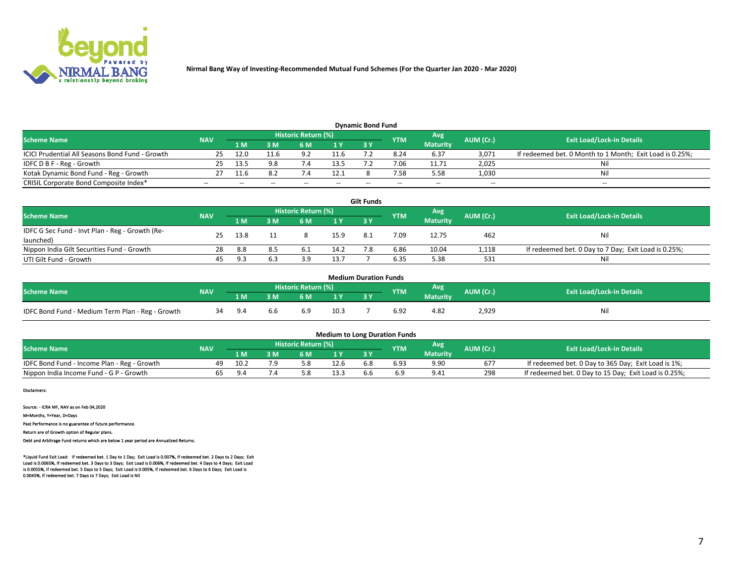Nirmal Bang Way of Investing-Recommended Mutual Fund Schemes (For the Quarter Jan 2020 - Mar 2020)

## Dynamic Bond Fund

| Scheme Name | NAV | Historic Return (%) | | | | | YTM | Avg Maturity | AUM (Cr.) | Exit Load/Lock-in Details |
|---|---|---|---|---|---|---|---|---|---|---|
| | | 1 M | 3 M | 6 M | 1 Y | 3 Y | | | | |
| ICICI Prudential All Seasons Bond Fund - Growth | 25 | 12.0 | 11.6 | 9.2 | 11.6 | 7.2 | 8.24 | 6.37 | 3,071 | If redeemed bet. 0 Month to 1 Month; Exit Load is 0.25%; |
| IDFC D B F - Reg - Growth | 25 | 13.5 | 9.8 | 7.4 | 13.5 | 7.2 | 7.06 | 11.71 | 2,025 | Nil |
| Kotak Dynamic Bond Fund - Reg - Growth | 27 | 11.6 | 8.2 | 7.4 | 12.1 | 8 | 7.58 | 5.58 | 1,030 | Nil |
| CRISIL Corporate Bond Composite Index* | -- | -- | -- | -- | -- | -- | -- | -- | -- | -- |

## Gilt Funds

| Scheme Name | NAV | Historic Return (%) | | | | | YTM | Avg Maturity | AUM (Cr.) | Exit Load/Lock-in Details |
|---|---|---|---|---|---|---|---|---|---|---|
| | | 1 M | 3 M | 6 M | 1 Y | 3 Y | | | | |
| IDFC G Sec Fund - Invt Plan - Reg - Growth (Re-launched) | 25 | 13.8 | 11 | 8 | 15.9 | 8.1 | 7.09 | 12.75 | 462 | Nil |
| Nippon India Gilt Securities Fund - Growth | 28 | 8.8 | 8.5 | 6.1 | 14.2 | 7.8 | 6.86 | 10.04 | 1,118 | If redeemed bet. 0 Day to 7 Day; Exit Load is 0.25%; |
| UTI Gilt Fund - Growth | 45 | 9.3 | 6.3 | 3.9 | 13.7 | 7 | 6.35 | 5.38 | 531 | Nil |

## Medium Duration Funds

| Scheme Name | NAV | Historic Return (%) | | | | | YTM | Avg Maturity | AUM (Cr.) | Exit Load/Lock-in Details |
|---|---|---|---|---|---|---|---|---|---|---|
| | | 1 M | 3 M | 6 M | 1 Y | 3 Y | | | | |
| IDFC Bond Fund - Medium Term Plan - Reg - Growth | 34 | 9.4 | 6.6 | 6.9 | 10.3 | 7 | 6.92 | 4.82 | 2,929 | Nil |

## Medium to Long Duration Funds

| Scheme Name | NAV | Historic Return (%) | | | | | YTM | Avg Maturity | AUM (Cr.) | Exit Load/Lock-in Details |
|---|---|---|---|---|---|---|---|---|---|---|
| | | 1 M | 3 M | 6 M | 1 Y | 3 Y | | | | |
| IDFC Bond Fund - Income Plan - Reg - Growth | 49 | 10.2 | 7.9 | 5.8 | 12.6 | 6.8 | 6.93 | 9.90 | 677 | If redeemed bet. 0 Day to 365 Day; Exit Load is 1%; |
| Nippon India Income Fund - G P - Growth | 65 | 9.4 | 7.4 | 5.8 | 13.3 | 6.6 | 6.9 | 9.41 | 298 | If redeemed bet. 0 Day to 15 Day; Exit Load is 0.25%; |

Disclaimers:

Source: - ICRA MF, NAV as on Feb 04,2020

M=Months, Y=Year, D=Days

Past Performance is no guarantee of future performance.

Return are of Growth option of Regular plans.

Debt and Arbitrage Fund returns which are below 1 year period are Annualized Returns.

*Liquid Fund Exit Load: If redeemed bet. 1 Day to 1 Day; Exit Load is 0.007%, If redeemed bet. 2 Days to 2 Days; Exit Load is 0.0065%, If redeemed bet. 3 Days to 3 Days; Exit Load is 0.006%, If redeemed bet. 4 Days to 4 Days; Exit Load is 0.0055%, If redeemed bet. 5 Days to 5 Days; Exit Load is 0.005%, If redeemed bet. 6 Days to 6 Days; Exit Load is 0.0045%, If redeemed bet. 7 Days to 7 Days; Exit Load is Nil